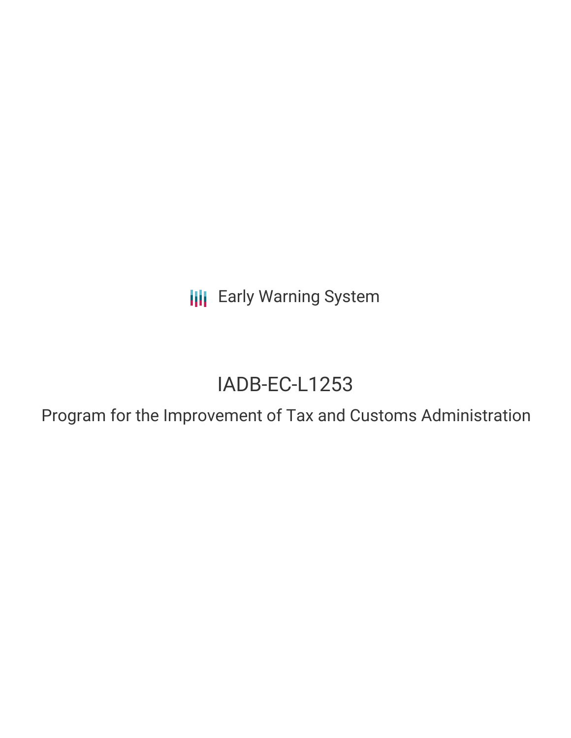Early Warning System

# IADB-EC-L1253

## Program for the Improvement of Tax and Customs Administration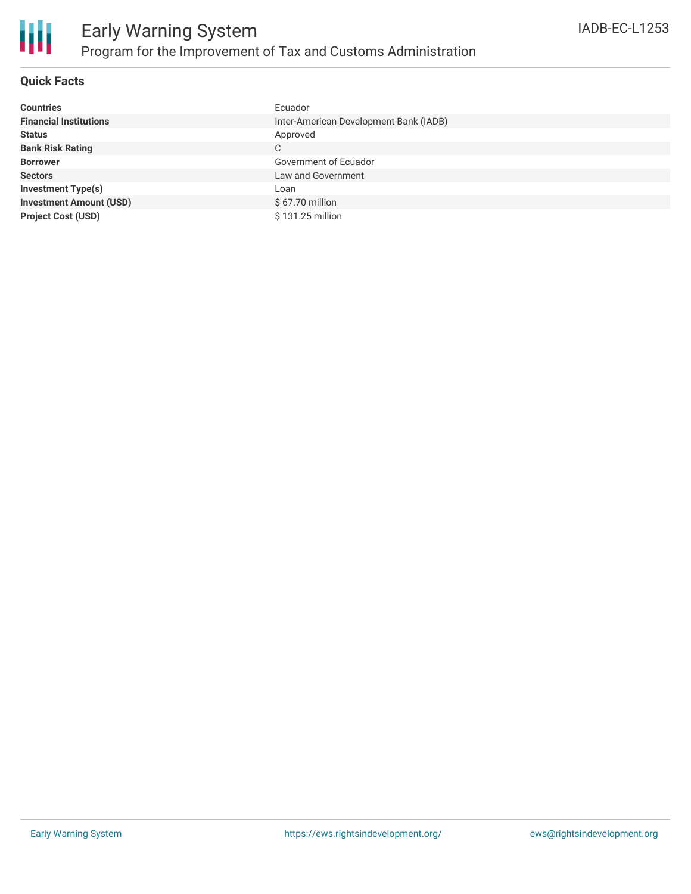# Early Warning System

## Program for the Improvement of Tax and Customs Administration

IADB-EC-L1253

### Quick Facts

| | |
|---|---|
| **Countries** | Ecuador |
| **Financial Institutions** | Inter-American Development Bank (IADB) |
| **Status** | Approved |
| **Bank Risk Rating** | C |
| **Borrower** | Government of Ecuador |
| **Sectors** | Law and Government |
| **Investment Type(s)** | Loan |
| **Investment Amount (USD)** | $ 67.70 million |
| **Project Cost (USD)** | $ 131.25 million |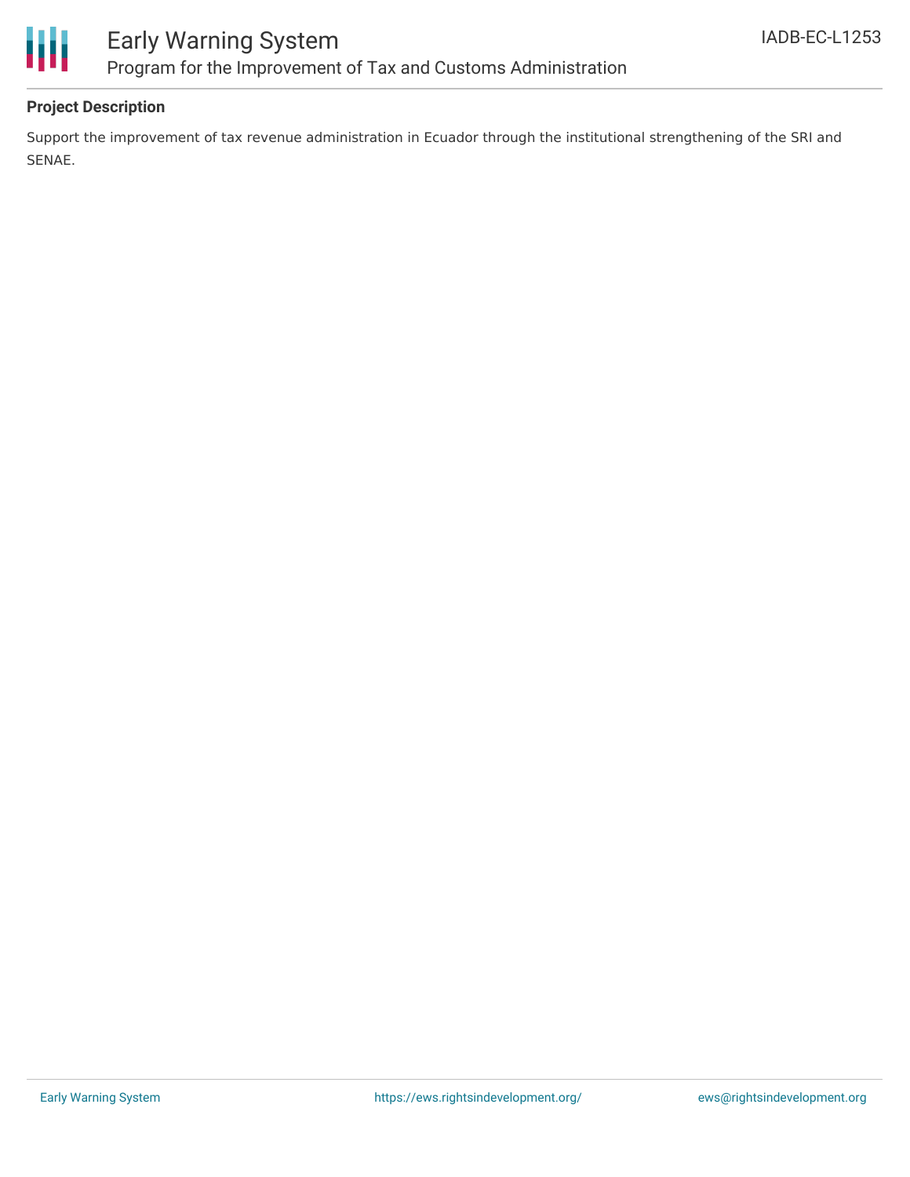**Project Description**

Support the improvement of tax revenue administration in Ecuador through the institutional strengthening of the SRI and SENAE.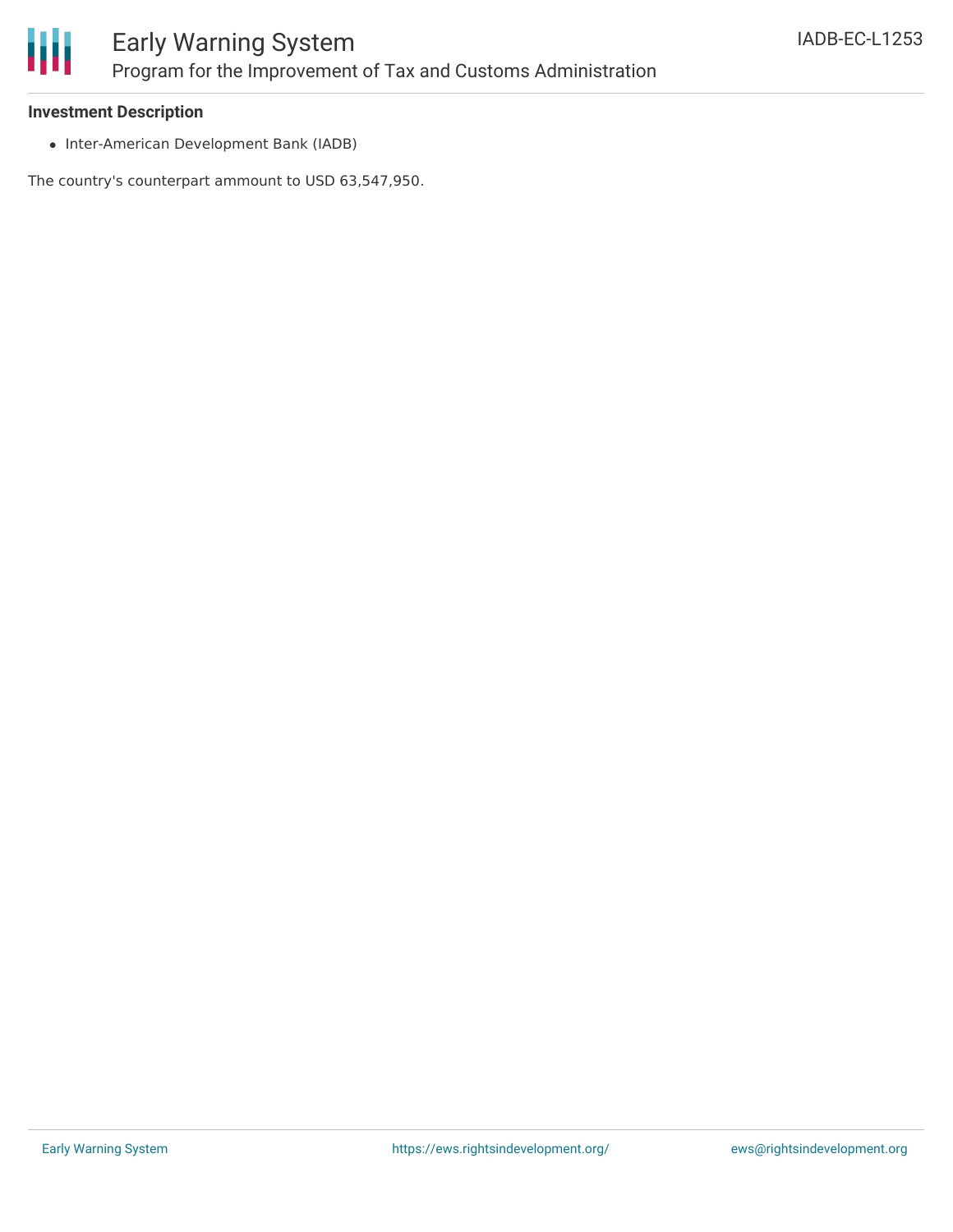**Investment Description**

- Inter-American Development Bank (IADB)

The country's counterpart ammount to USD 63,547,950.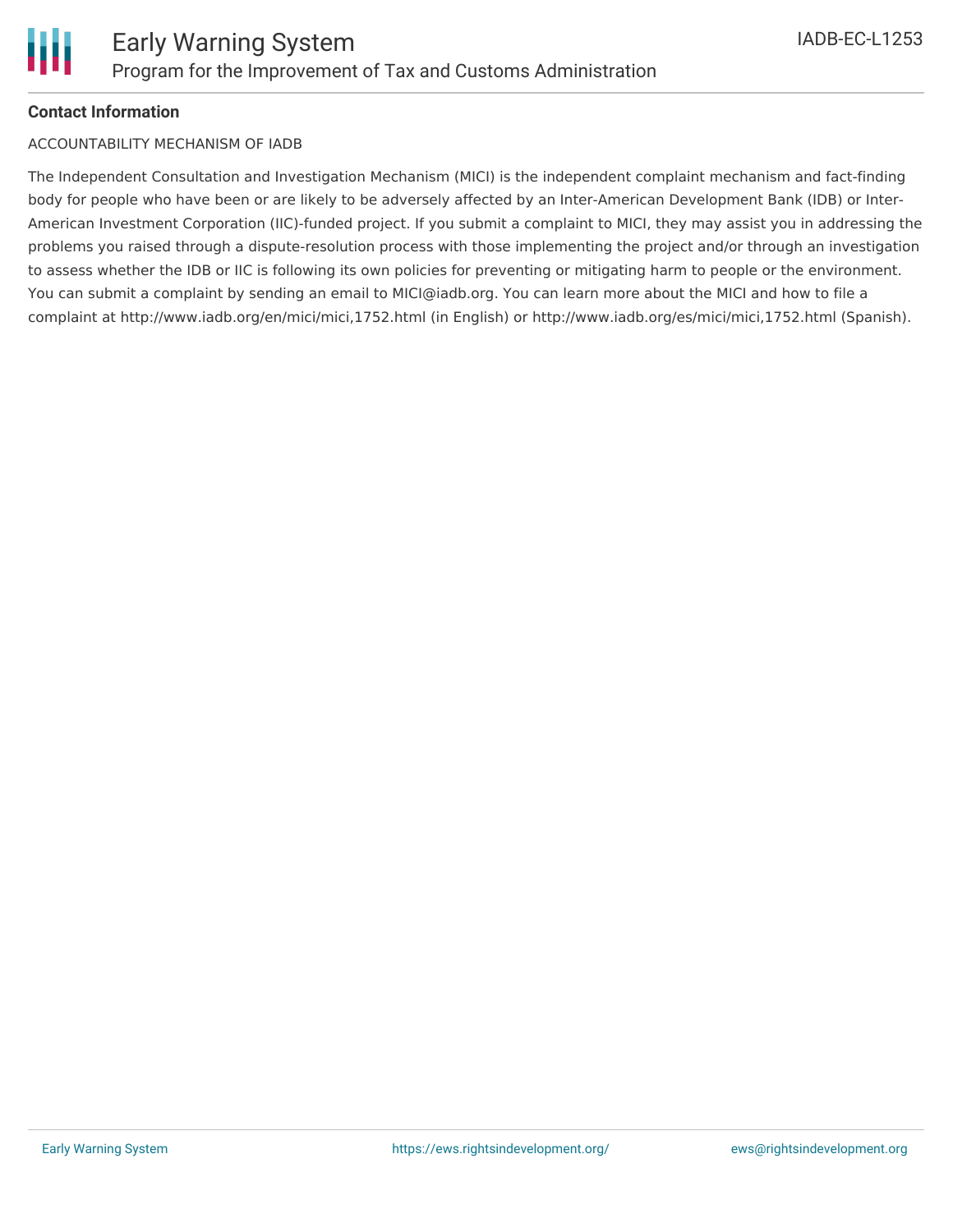**Contact Information**

ACCOUNTABILITY MECHANISM OF IADB

The Independent Consultation and Investigation Mechanism (MICI) is the independent complaint mechanism and fact-finding body for people who have been or are likely to be adversely affected by an Inter-American Development Bank (IDB) or Inter-American Investment Corporation (IIC)-funded project. If you submit a complaint to MICI, they may assist you in addressing the problems you raised through a dispute-resolution process with those implementing the project and/or through an investigation to assess whether the IDB or IIC is following its own policies for preventing or mitigating harm to people or the environment. You can submit a complaint by sending an email to MICI@iadb.org. You can learn more about the MICI and how to file a complaint at http://www.iadb.org/en/mici/mici,1752.html (in English) or http://www.iadb.org/es/mici/mici,1752.html (Spanish).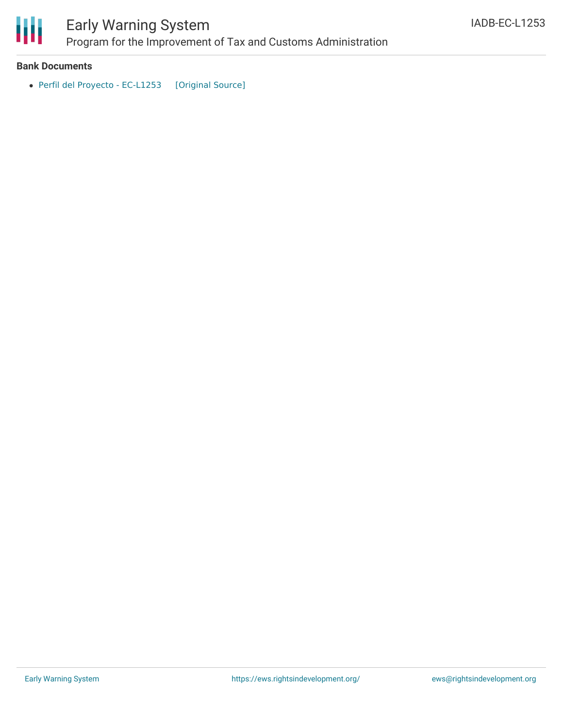**Bank Documents**

- Perfil del Proyecto - EC-L1253 [Original Source]